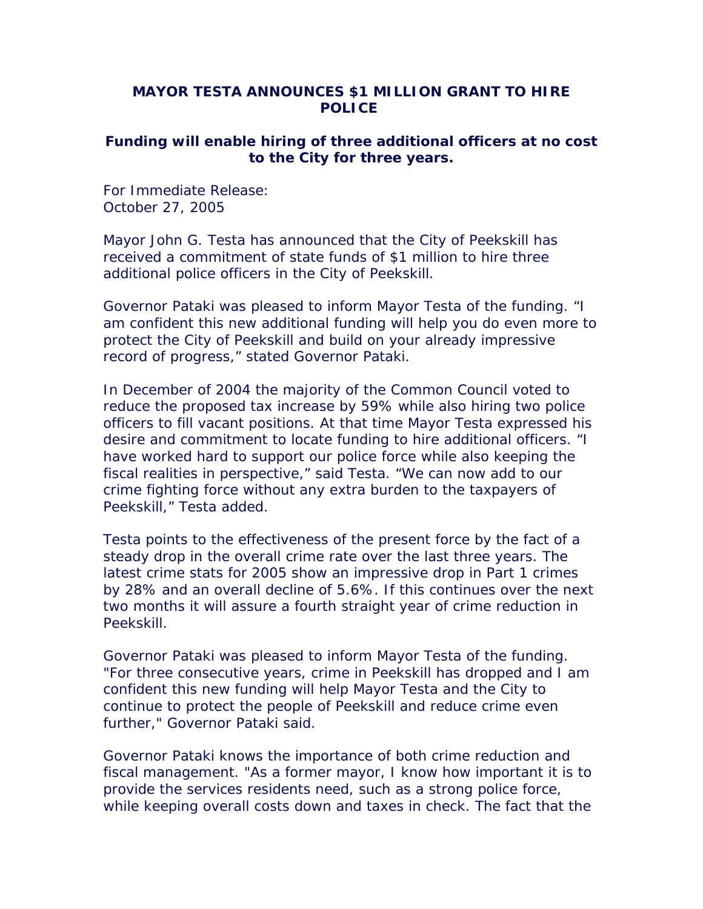# MAYOR TESTA ANNOUNCES $1 MILLION GRANT TO HIRE POLICE

## Funding will enable hiring of three additional officers at no cost to the City for three years.

For Immediate Release:
October 27, 2005

Mayor John G. Testa has announced that the City of Peekskill has received a commitment of state funds of $1 million to hire three additional police officers in the City of Peekskill.

Governor Pataki was pleased to inform Mayor Testa of the funding. "I am confident this new additional funding will help you do even more to protect the City of Peekskill and build on your already impressive record of progress," stated Governor Pataki.

In December of 2004 the majority of the Common Council voted to reduce the proposed tax increase by 59% while also hiring two police officers to fill vacant positions. At that time Mayor Testa expressed his desire and commitment to locate funding to hire additional officers. "I have worked hard to support our police force while also keeping the fiscal realities in perspective," said Testa. "We can now add to our crime fighting force without any extra burden to the taxpayers of Peekskill," Testa added.

Testa points to the effectiveness of the present force by the fact of a steady drop in the overall crime rate over the last three years. The latest crime stats for 2005 show an impressive drop in Part 1 crimes by 28% and an overall decline of 5.6%. If this continues over the next two months it will assure a fourth straight year of crime reduction in Peekskill.

Governor Pataki was pleased to inform Mayor Testa of the funding. "For three consecutive years, crime in Peekskill has dropped and I am confident this new funding will help Mayor Testa and the City to continue to protect the people of Peekskill and reduce crime even further," Governor Pataki said.

Governor Pataki knows the importance of both crime reduction and fiscal management. "As a former mayor, I know how important it is to provide the services residents need, such as a strong police force, while keeping overall costs down and taxes in check. The fact that the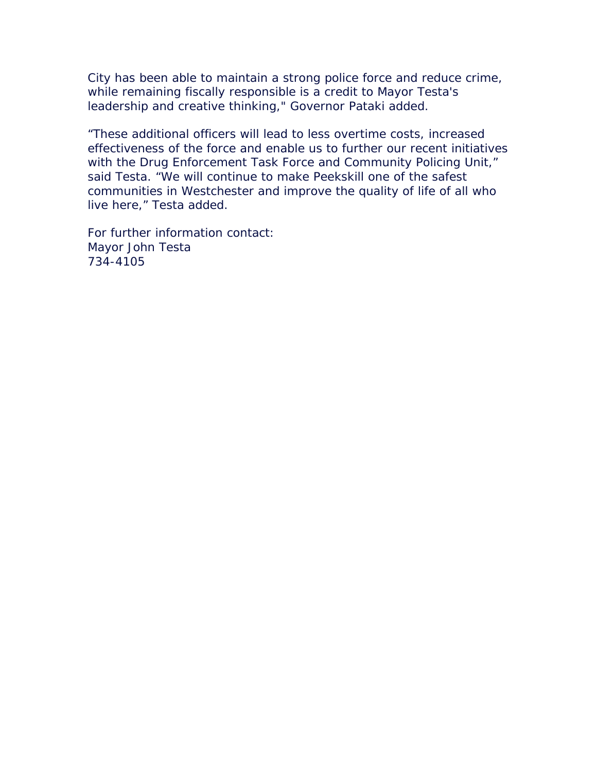City has been able to maintain a strong police force and reduce crime, while remaining fiscally responsible is a credit to Mayor Testa's leadership and creative thinking," Governor Pataki added.

“These additional officers will lead to less overtime costs, increased effectiveness of the force and enable us to further our recent initiatives with the Drug Enforcement Task Force and Community Policing Unit,” said Testa. “We will continue to make Peekskill one of the safest communities in Westchester and improve the quality of life of all who live here,” Testa added.

For further information contact:
Mayor John Testa
734-4105